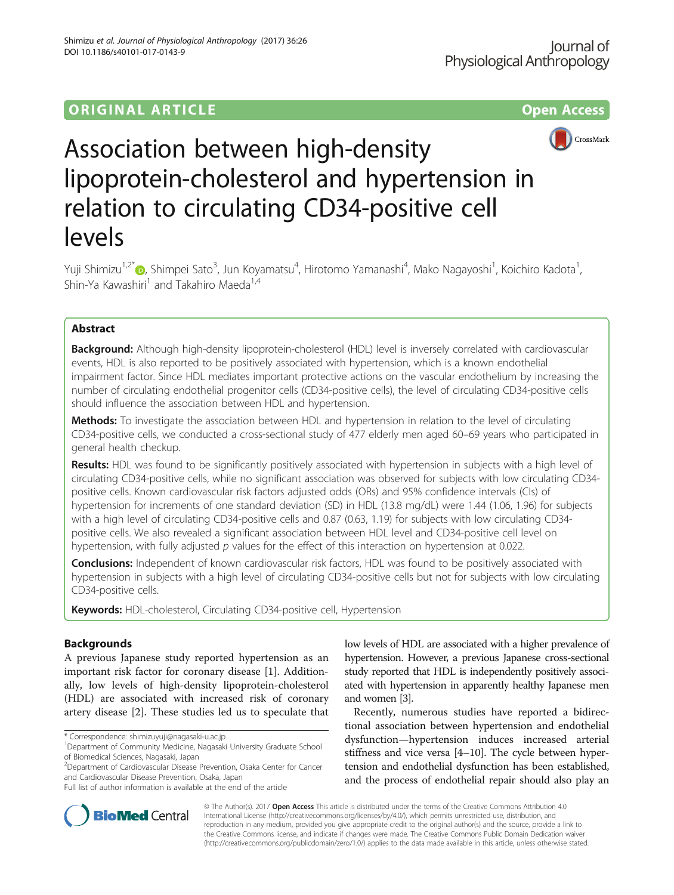ORIGINAL ARTICLE

Open Access

# Association between high-density lipoprotein-cholesterol and hypertension in relation to circulating CD34-positive cell levels

Yuji Shimizu[1,2*], Shimpei Sato[3], Jun Koyamatsu[4], Hirotomo Yamanashi[4], Mako Nagayoshi[1], Koichiro Kadota[1], Shin-Ya Kawashiri[1] and Takahiro Maeda[1,4]

## Abstract

**Background:** Although high-density lipoprotein-cholesterol (HDL) level is inversely correlated with cardiovascular events, HDL is also reported to be positively associated with hypertension, which is a known endothelial impairment factor. Since HDL mediates important protective actions on the vascular endothelium by increasing the number of circulating endothelial progenitor cells (CD34-positive cells), the level of circulating CD34-positive cells should influence the association between HDL and hypertension.

**Methods:** To investigate the association between HDL and hypertension in relation to the level of circulating CD34-positive cells, we conducted a cross-sectional study of 477 elderly men aged 60–69 years who participated in general health checkup.

**Results:** HDL was found to be significantly positively associated with hypertension in subjects with a high level of circulating CD34-positive cells, while no significant association was observed for subjects with low circulating CD34-positive cells. Known cardiovascular risk factors adjusted odds (ORs) and 95% confidence intervals (CIs) of hypertension for increments of one standard deviation (SD) in HDL (13.8 mg/dL) were 1.44 (1.06, 1.96) for subjects with a high level of circulating CD34-positive cells and 0.87 (0.63, 1.19) for subjects with low circulating CD34-positive cells. We also revealed a significant association between HDL level and CD34-positive cell level on hypertension, with fully adjusted *p* values for the effect of this interaction on hypertension at 0.022.

**Conclusions:** Independent of known cardiovascular risk factors, HDL was found to be positively associated with hypertension in subjects with a high level of circulating CD34-positive cells but not for subjects with low circulating CD34-positive cells.

**Keywords:** HDL-cholesterol, Circulating CD34-positive cell, Hypertension

## Backgrounds

A previous Japanese study reported hypertension as an important risk factor for coronary disease [1]. Additionally, low levels of high-density lipoprotein-cholesterol (HDL) are associated with increased risk of coronary artery disease [2]. These studies led us to speculate that low levels of HDL are associated with a higher prevalence of hypertension. However, a previous Japanese cross-sectional study reported that HDL is independently positively associated with hypertension in apparently healthy Japanese men and women [3].

Recently, numerous studies have reported a bidirectional association between hypertension and endothelial dysfunction—hypertension induces increased arterial stiffness and vice versa [4–10]. The cycle between hypertension and endothelial dysfunction has been established, and the process of endothelial repair should also play an

\* Correspondence: shimizuyuji@nagasaki-u.ac.jp
[1]Department of Community Medicine, Nagasaki University Graduate School of Biomedical Sciences, Nagasaki, Japan
[2]Department of Cardiovascular Disease Prevention, Osaka Center for Cancer and Cardiovascular Disease Prevention, Osaka, Japan
Full list of author information is available at the end of the article

© The Author(s). 2017 **Open Access** This article is distributed under the terms of the Creative Commons Attribution 4.0 International License (http://creativecommons.org/licenses/by/4.0/), which permits unrestricted use, distribution, and reproduction in any medium, provided you give appropriate credit to the original author(s) and the source, provide a link to the Creative Commons license, and indicate if changes were made. The Creative Commons Public Domain Dedication waiver (http://creativecommons.org/publicdomain/zero/1.0/) applies to the data made available in this article, unless otherwise stated.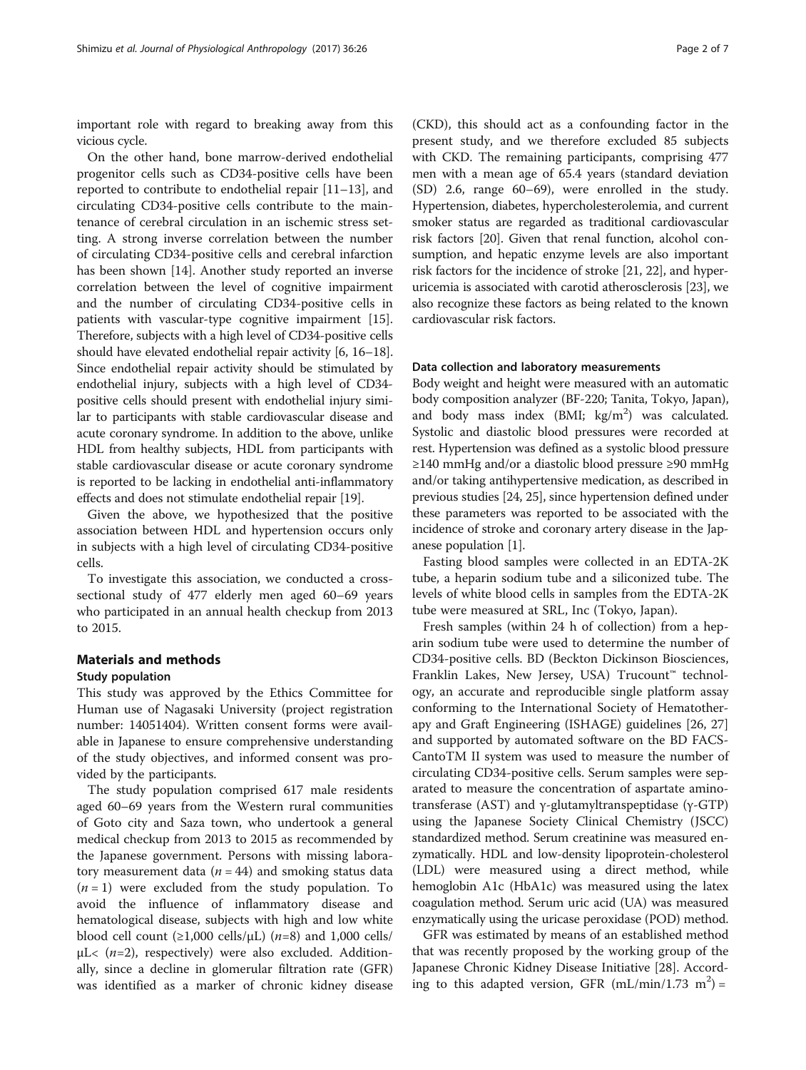important role with regard to breaking away from this vicious cycle.

On the other hand, bone marrow-derived endothelial progenitor cells such as CD34-positive cells have been reported to contribute to endothelial repair [11–13], and circulating CD34-positive cells contribute to the maintenance of cerebral circulation in an ischemic stress setting. A strong inverse correlation between the number of circulating CD34-positive cells and cerebral infarction has been shown [14]. Another study reported an inverse correlation between the level of cognitive impairment and the number of circulating CD34-positive cells in patients with vascular-type cognitive impairment [15]. Therefore, subjects with a high level of CD34-positive cells should have elevated endothelial repair activity [6, 16–18]. Since endothelial repair activity should be stimulated by endothelial injury, subjects with a high level of CD34-positive cells should present with endothelial injury similar to participants with stable cardiovascular disease and acute coronary syndrome. In addition to the above, unlike HDL from healthy subjects, HDL from participants with stable cardiovascular disease or acute coronary syndrome is reported to be lacking in endothelial anti-inflammatory effects and does not stimulate endothelial repair [19].

Given the above, we hypothesized that the positive association between HDL and hypertension occurs only in subjects with a high level of circulating CD34-positive cells.

To investigate this association, we conducted a cross-sectional study of 477 elderly men aged 60–69 years who participated in an annual health checkup from 2013 to 2015.

## Materials and methods

### Study population

This study was approved by the Ethics Committee for Human use of Nagasaki University (project registration number: 14051404). Written consent forms were available in Japanese to ensure comprehensive understanding of the study objectives, and informed consent was provided by the participants.

The study population comprised 617 male residents aged 60–69 years from the Western rural communities of Goto city and Saza town, who undertook a general medical checkup from 2013 to 2015 as recommended by the Japanese government. Persons with missing laboratory measurement data ($n = 44$) and smoking status data ($n = 1$) were excluded from the study population. To avoid the influence of inflammatory disease and hematological disease, subjects with high and low white blood cell count (≥1,000 cells/μL) ($n$=8) and 1,000 cells/μL< ($n$=2), respectively) were also excluded. Additionally, since a decline in glomerular filtration rate (GFR) was identified as a marker of chronic kidney disease (CKD), this should act as a confounding factor in the present study, and we therefore excluded 85 subjects with CKD. The remaining participants, comprising 477 men with a mean age of 65.4 years (standard deviation (SD) 2.6, range 60–69), were enrolled in the study. Hypertension, diabetes, hypercholesterolemia, and current smoker status are regarded as traditional cardiovascular risk factors [20]. Given that renal function, alcohol consumption, and hepatic enzyme levels are also important risk factors for the incidence of stroke [21, 22], and hyperuricemia is associated with carotid atherosclerosis [23], we also recognize these factors as being related to the known cardiovascular risk factors.

### Data collection and laboratory measurements

Body weight and height were measured with an automatic body composition analyzer (BF-220; Tanita, Tokyo, Japan), and body mass index (BMI; kg/m$^2$) was calculated. Systolic and diastolic blood pressures were recorded at rest. Hypertension was defined as a systolic blood pressure ≥140 mmHg and/or a diastolic blood pressure ≥90 mmHg and/or taking antihypertensive medication, as described in previous studies [24, 25], since hypertension defined under these parameters was reported to be associated with the incidence of stroke and coronary artery disease in the Japanese population [1].

Fasting blood samples were collected in an EDTA-2K tube, a heparin sodium tube and a siliconized tube. The levels of white blood cells in samples from the EDTA-2K tube were measured at SRL, Inc (Tokyo, Japan).

Fresh samples (within 24 h of collection) from a heparin sodium tube were used to determine the number of CD34-positive cells. BD (Beckton Dickinson Biosciences, Franklin Lakes, New Jersey, USA) Trucount™ technology, an accurate and reproducible single platform assay conforming to the International Society of Hematotherapy and Graft Engineering (ISHAGE) guidelines [26, 27] and supported by automated software on the BD FACS-CantoTM II system was used to measure the number of circulating CD34-positive cells. Serum samples were separated to measure the concentration of aspartate aminotransferase (AST) and γ-glutamyltranspeptidase (γ-GTP) using the Japanese Society Clinical Chemistry (JSCC) standardized method. Serum creatinine was measured enzymatically. HDL and low-density lipoprotein-cholesterol (LDL) were measured using a direct method, while hemoglobin A1c (HbA1c) was measured using the latex coagulation method. Serum uric acid (UA) was measured enzymatically using the uricase peroxidase (POD) method.

GFR was estimated by means of an established method that was recently proposed by the working group of the Japanese Chronic Kidney Disease Initiative [28]. According to this adapted version, GFR (mL/min/1.73 m$^2$) =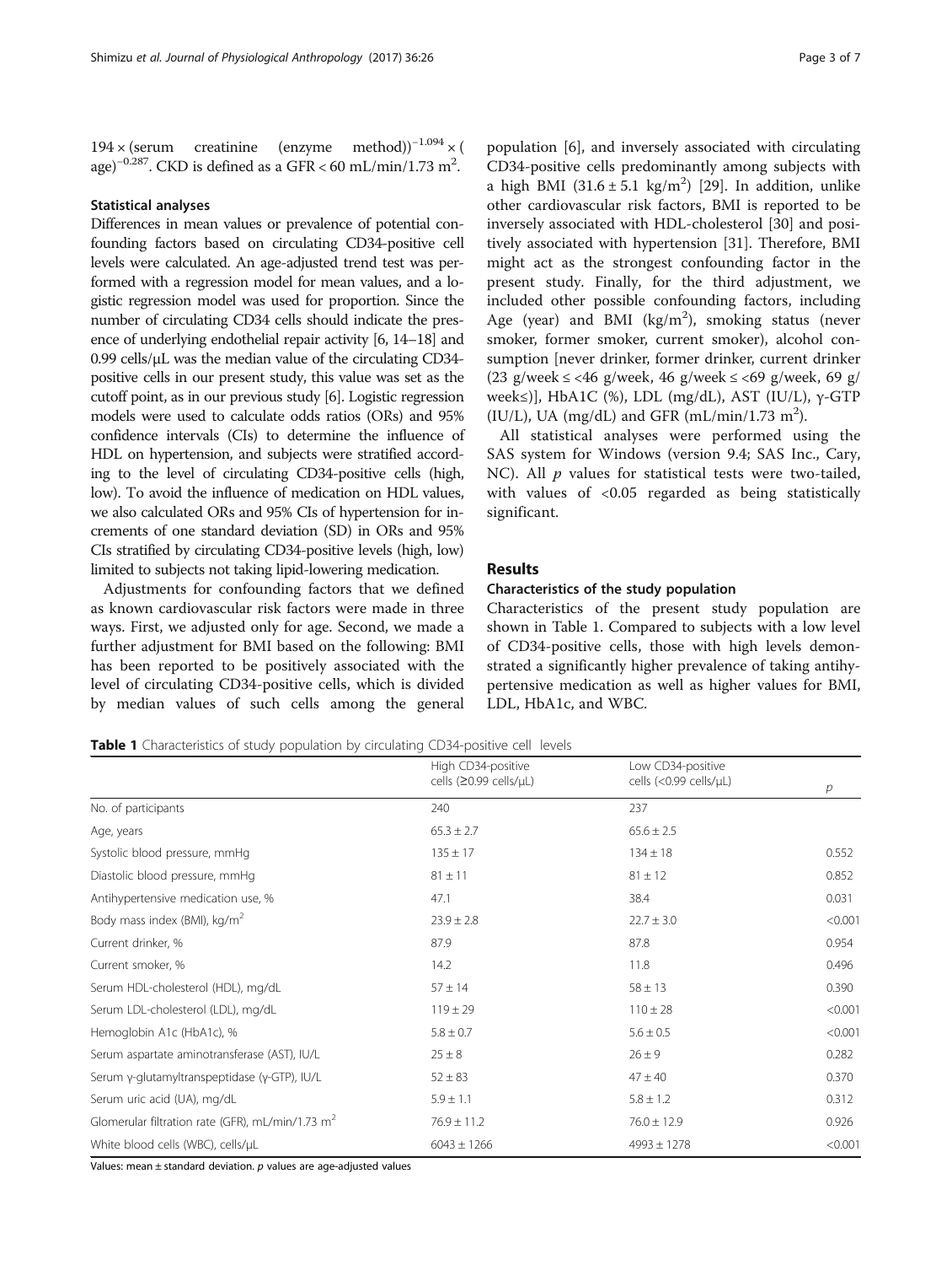$194 \times (\text{serum creatinine (enzyme method)})^{-1.094} \times (\text{age})^{-0.287}$. CKD is defined as a GFR < 60 mL/min/1.73 m$^2$.

### Statistical analyses

Differences in mean values or prevalence of potential confounding factors based on circulating CD34-positive cell levels were calculated. An age-adjusted trend test was performed with a regression model for mean values, and a logistic regression model was used for proportion. Since the number of circulating CD34 cells should indicate the presence of underlying endothelial repair activity [6, 14–18] and 0.99 cells/μL was the median value of the circulating CD34-positive cells in our present study, this value was set as the cutoff point, as in our previous study [6]. Logistic regression models were used to calculate odds ratios (ORs) and 95% confidence intervals (CIs) to determine the influence of HDL on hypertension, and subjects were stratified according to the level of circulating CD34-positive cells (high, low). To avoid the influence of medication on HDL values, we also calculated ORs and 95% CIs of hypertension for increments of one standard deviation (SD) in ORs and 95% CIs stratified by circulating CD34-positive levels (high, low) limited to subjects not taking lipid-lowering medication.

Adjustments for confounding factors that we defined as known cardiovascular risk factors were made in three ways. First, we adjusted only for age. Second, we made a further adjustment for BMI based on the following: BMI has been reported to be positively associated with the level of circulating CD34-positive cells, which is divided by median values of such cells among the general population [6], and inversely associated with circulating CD34-positive cells predominantly among subjects with a high BMI (31.6 ± 5.1 kg/m$^2$) [29]. In addition, unlike other cardiovascular risk factors, BMI is reported to be inversely associated with HDL-cholesterol [30] and positively associated with hypertension [31]. Therefore, BMI might act as the strongest confounding factor in the present study. Finally, for the third adjustment, we included other possible confounding factors, including Age (year) and BMI (kg/m$^2$), smoking status (never smoker, former smoker, current smoker), alcohol consumption [never drinker, former drinker, current drinker (23 g/week ≤ <46 g/week, 46 g/week ≤ <69 g/week, 69 g/week≤)], HbA1C (%), LDL (mg/dL), AST (IU/L), γ-GTP (IU/L), UA (mg/dL) and GFR (mL/min/1.73 m$^2$).

All statistical analyses were performed using the SAS system for Windows (version 9.4; SAS Inc., Cary, NC). All *p* values for statistical tests were two-tailed, with values of <0.05 regarded as being statistically significant.

## Results

### Characteristics of the study population

Characteristics of the present study population are shown in Table 1. Compared to subjects with a low level of CD34-positive cells, those with high levels demonstrated a significantly higher prevalence of taking antihypertensive medication as well as higher values for BMI, LDL, HbA1c, and WBC.

**Table 1** Characteristics of study population by circulating CD34-positive cell levels

| | High CD34-positive cells (≥0.99 cells/μL) | Low CD34-positive cells (<0.99 cells/μL) | *p* |
|---|---|---|---|
| No. of participants | 240 | 237 | |
| Age, years | 65.3 ± 2.7 | 65.6 ± 2.5 | |
| Systolic blood pressure, mmHg | 135 ± 17 | 134 ± 18 | 0.552 |
| Diastolic blood pressure, mmHg | 81 ± 11 | 81 ± 12 | 0.852 |
| Antihypertensive medication use, % | 47.1 | 38.4 | 0.031 |
| Body mass index (BMI), kg/m$^2$ | 23.9 ± 2.8 | 22.7 ± 3.0 | <0.001 |
| Current drinker, % | 87.9 | 87.8 | 0.954 |
| Current smoker, % | 14.2 | 11.8 | 0.496 |
| Serum HDL-cholesterol (HDL), mg/dL | 57 ± 14 | 58 ± 13 | 0.390 |
| Serum LDL-cholesterol (LDL), mg/dL | 119 ± 29 | 110 ± 28 | <0.001 |
| Hemoglobin A1c (HbA1c), % | 5.8 ± 0.7 | 5.6 ± 0.5 | <0.001 |
| Serum aspartate aminotransferase (AST), IU/L | 25 ± 8 | 26 ± 9 | 0.282 |
| Serum γ-glutamyltranspeptidase (γ-GTP), IU/L | 52 ± 83 | 47 ± 40 | 0.370 |
| Serum uric acid (UA), mg/dL | 5.9 ± 1.1 | 5.8 ± 1.2 | 0.312 |
| Glomerular filtration rate (GFR), mL/min/1.73 m$^2$ | 76.9 ± 11.2 | 76.0 ± 12.9 | 0.926 |
| White blood cells (WBC), cells/μL | 6043 ± 1266 | 4993 ± 1278 | <0.001 |

Values: mean ± standard deviation. *p* values are age-adjusted values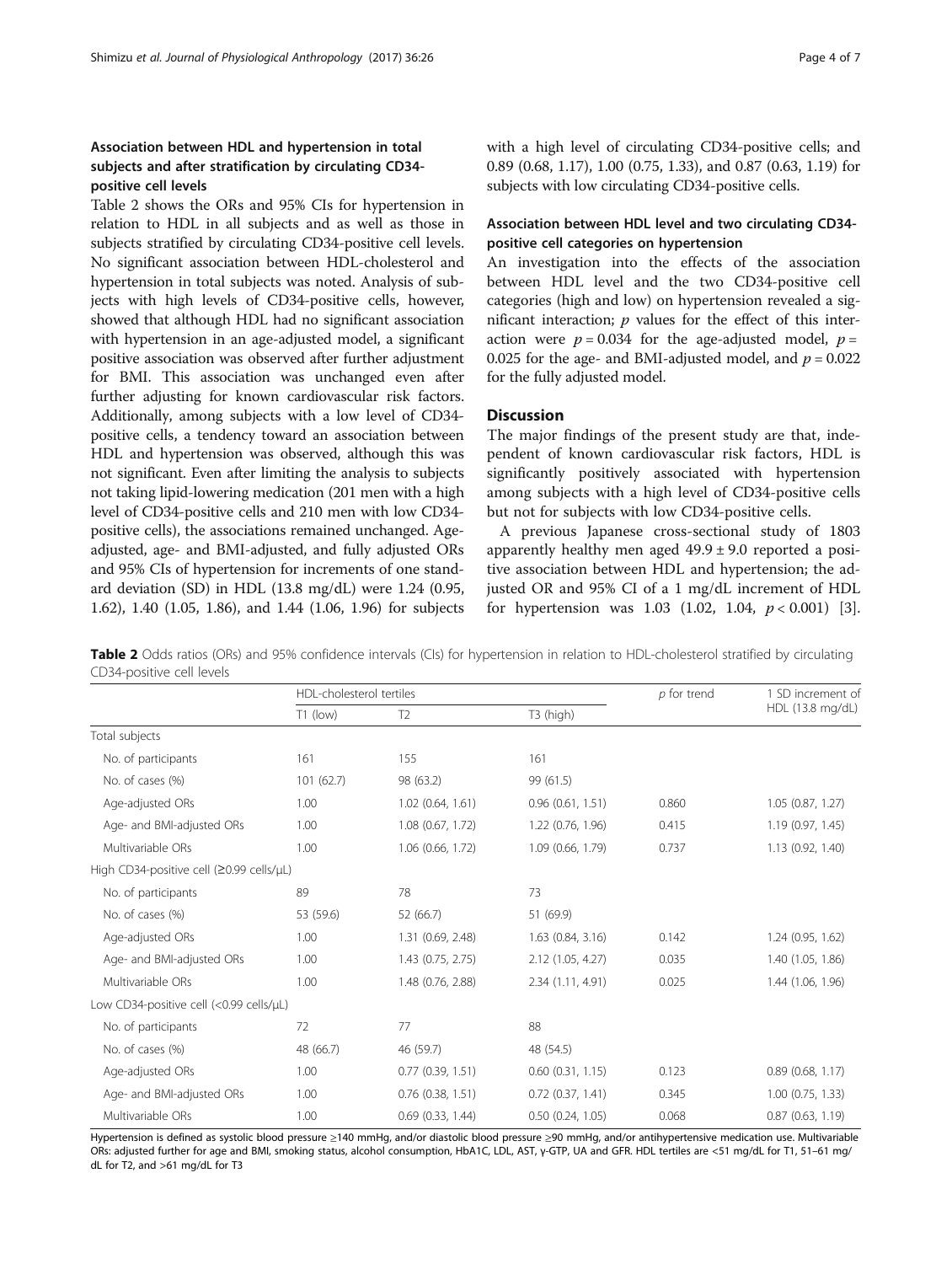### Association between HDL and hypertension in total subjects and after stratification by circulating CD34-positive cell levels

Table 2 shows the ORs and 95% CIs for hypertension in relation to HDL in all subjects and as well as those in subjects stratified by circulating CD34-positive cell levels. No significant association between HDL-cholesterol and hypertension in total subjects was noted. Analysis of subjects with high levels of CD34-positive cells, however, showed that although HDL had no significant association with hypertension in an age-adjusted model, a significant positive association was observed after further adjustment for BMI. This association was unchanged even after further adjusting for known cardiovascular risk factors. Additionally, among subjects with a low level of CD34-positive cells, a tendency toward an association between HDL and hypertension was observed, although this was not significant. Even after limiting the analysis to subjects not taking lipid-lowering medication (201 men with a high level of CD34-positive cells and 210 men with low CD34-positive cells), the associations remained unchanged. Age-adjusted, age- and BMI-adjusted, and fully adjusted ORs and 95% CIs of hypertension for increments of one standard deviation (SD) in HDL (13.8 mg/dL) were 1.24 (0.95, 1.62), 1.40 (1.05, 1.86), and 1.44 (1.06, 1.96) for subjects with a high level of circulating CD34-positive cells; and 0.89 (0.68, 1.17), 1.00 (0.75, 1.33), and 0.87 (0.63, 1.19) for subjects with low circulating CD34-positive cells.

### Association between HDL level and two circulating CD34-positive cell categories on hypertension

An investigation into the effects of the association between HDL level and the two CD34-positive cell categories (high and low) on hypertension revealed a significant interaction; $p$ values for the effect of this interaction were $p = 0.034$ for the age-adjusted model, $p = 0.025$ for the age- and BMI-adjusted model, and $p = 0.022$ for the fully adjusted model.

## Discussion

The major findings of the present study are that, independent of known cardiovascular risk factors, HDL is significantly positively associated with hypertension among subjects with a high level of CD34-positive cells but not for subjects with low CD34-positive cells.

A previous Japanese cross-sectional study of 1803 apparently healthy men aged 49.9 ± 9.0 reported a positive association between HDL and hypertension; the adjusted OR and 95% CI of a 1 mg/dL increment of HDL for hypertension was 1.03 (1.02, 1.04, $p < 0.001$) [3].

**Table 2** Odds ratios (ORs) and 95% confidence intervals (CIs) for hypertension in relation to HDL-cholesterol stratified by circulating CD34-positive cell levels

| | HDL-cholesterol tertiles | | | $p$ for trend | 1 SD increment of HDL (13.8 mg/dL) |
|---|---|---|---|---|---|
| | T1 (low) | T2 | T3 (high) | | |
| Total subjects | | | | | |
| No. of participants | 161 | 155 | 161 | | |
| No. of cases (%) | 101 (62.7) | 98 (63.2) | 99 (61.5) | | |
| Age-adjusted ORs | 1.00 | 1.02 (0.64, 1.61) | 0.96 (0.61, 1.51) | 0.860 | 1.05 (0.87, 1.27) |
| Age- and BMI-adjusted ORs | 1.00 | 1.08 (0.67, 1.72) | 1.22 (0.76, 1.96) | 0.415 | 1.19 (0.97, 1.45) |
| Multivariable ORs | 1.00 | 1.06 (0.66, 1.72) | 1.09 (0.66, 1.79) | 0.737 | 1.13 (0.92, 1.40) |
| High CD34-positive cell (≥0.99 cells/μL) | | | | | |
| No. of participants | 89 | 78 | 73 | | |
| No. of cases (%) | 53 (59.6) | 52 (66.7) | 51 (69.9) | | |
| Age-adjusted ORs | 1.00 | 1.31 (0.69, 2.48) | 1.63 (0.84, 3.16) | 0.142 | 1.24 (0.95, 1.62) |
| Age- and BMI-adjusted ORs | 1.00 | 1.43 (0.75, 2.75) | 2.12 (1.05, 4.27) | 0.035 | 1.40 (1.05, 1.86) |
| Multivariable ORs | 1.00 | 1.48 (0.76, 2.88) | 2.34 (1.11, 4.91) | 0.025 | 1.44 (1.06, 1.96) |
| Low CD34-positive cell (<0.99 cells/μL) | | | | | |
| No. of participants | 72 | 77 | 88 | | |
| No. of cases (%) | 48 (66.7) | 46 (59.7) | 48 (54.5) | | |
| Age-adjusted ORs | 1.00 | 0.77 (0.39, 1.51) | 0.60 (0.31, 1.15) | 0.123 | 0.89 (0.68, 1.17) |
| Age- and BMI-adjusted ORs | 1.00 | 0.76 (0.38, 1.51) | 0.72 (0.37, 1.41) | 0.345 | 1.00 (0.75, 1.33) |
| Multivariable ORs | 1.00 | 0.69 (0.33, 1.44) | 0.50 (0.24, 1.05) | 0.068 | 0.87 (0.63, 1.19) |

Hypertension is defined as systolic blood pressure ≥140 mmHg, and/or diastolic blood pressure ≥90 mmHg, and/or antihypertensive medication use. Multivariable ORs: adjusted further for age and BMI, smoking status, alcohol consumption, HbA1C, LDL, AST, γ-GTP, UA and GFR. HDL tertiles are <51 mg/dL for T1, 51–61 mg/dL for T2, and >61 mg/dL for T3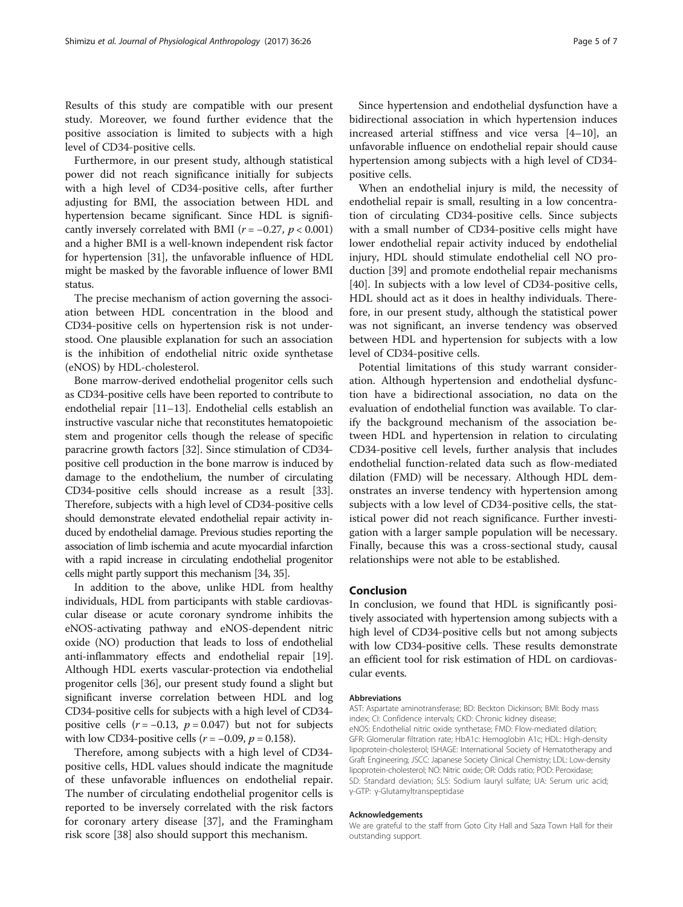Results of this study are compatible with our present study. Moreover, we found further evidence that the positive association is limited to subjects with a high level of CD34-positive cells.

Furthermore, in our present study, although statistical power did not reach significance initially for subjects with a high level of CD34-positive cells, after further adjusting for BMI, the association between HDL and hypertension became significant. Since HDL is significantly inversely correlated with BMI ($r = -0.27$, $p < 0.001$) and a higher BMI is a well-known independent risk factor for hypertension [31], the unfavorable influence of HDL might be masked by the favorable influence of lower BMI status.

The precise mechanism of action governing the association between HDL concentration in the blood and CD34-positive cells on hypertension risk is not understood. One plausible explanation for such an association is the inhibition of endothelial nitric oxide synthetase (eNOS) by HDL-cholesterol.

Bone marrow-derived endothelial progenitor cells such as CD34-positive cells have been reported to contribute to endothelial repair [11–13]. Endothelial cells establish an instructive vascular niche that reconstitutes hematopoietic stem and progenitor cells though the release of specific paracrine growth factors [32]. Since stimulation of CD34-positive cell production in the bone marrow is induced by damage to the endothelium, the number of circulating CD34-positive cells should increase as a result [33]. Therefore, subjects with a high level of CD34-positive cells should demonstrate elevated endothelial repair activity induced by endothelial damage. Previous studies reporting the association of limb ischemia and acute myocardial infarction with a rapid increase in circulating endothelial progenitor cells might partly support this mechanism [34, 35].

In addition to the above, unlike HDL from healthy individuals, HDL from participants with stable cardiovascular disease or acute coronary syndrome inhibits the eNOS-activating pathway and eNOS-dependent nitric oxide (NO) production that leads to loss of endothelial anti-inflammatory effects and endothelial repair [19]. Although HDL exerts vascular-protection via endothelial progenitor cells [36], our present study found a slight but significant inverse correlation between HDL and log CD34-positive cells for subjects with a high level of CD34-positive cells ($r = -0.13$, $p = 0.047$) but not for subjects with low CD34-positive cells ($r = -0.09$, $p = 0.158$).

Therefore, among subjects with a high level of CD34-positive cells, HDL values should indicate the magnitude of these unfavorable influences on endothelial repair. The number of circulating endothelial progenitor cells is reported to be inversely correlated with the risk factors for coronary artery disease [37], and the Framingham risk score [38] also should support this mechanism.

Since hypertension and endothelial dysfunction have a bidirectional association in which hypertension induces increased arterial stiffness and vice versa [4–10], an unfavorable influence on endothelial repair should cause hypertension among subjects with a high level of CD34-positive cells.

When an endothelial injury is mild, the necessity of endothelial repair is small, resulting in a low concentration of circulating CD34-positive cells. Since subjects with a small number of CD34-positive cells might have lower endothelial repair activity induced by endothelial injury, HDL should stimulate endothelial cell NO production [39] and promote endothelial repair mechanisms [40]. In subjects with a low level of CD34-positive cells, HDL should act as it does in healthy individuals. Therefore, in our present study, although the statistical power was not significant, an inverse tendency was observed between HDL and hypertension for subjects with a low level of CD34-positive cells.

Potential limitations of this study warrant consideration. Although hypertension and endothelial dysfunction have a bidirectional association, no data on the evaluation of endothelial function was available. To clarify the background mechanism of the association between HDL and hypertension in relation to circulating CD34-positive cell levels, further analysis that includes endothelial function-related data such as flow-mediated dilation (FMD) will be necessary. Although HDL demonstrates an inverse tendency with hypertension among subjects with a low level of CD34-positive cells, the statistical power did not reach significance. Further investigation with a larger sample population will be necessary. Finally, because this was a cross-sectional study, causal relationships were not able to be established.

## Conclusion

In conclusion, we found that HDL is significantly positively associated with hypertension among subjects with a high level of CD34-positive cells but not among subjects with low CD34-positive cells. These results demonstrate an efficient tool for risk estimation of HDL on cardiovascular events.

#### Abbreviations

AST: Aspartate aminotransferase; BD: Beckton Dickinson; BMI: Body mass index; CI: Confidence intervals; CKD: Chronic kidney disease; eNOS: Endothelial nitric oxide synthetase; FMD: Flow-mediated dilation; GFR: Glomerular filtration rate; HbA1c: Hemoglobin A1c; HDL: High-density lipoprotein-cholesterol; ISHAGE: International Society of Hematotherapy and Graft Engineering; JSCC: Japanese Society Clinical Chemistry; LDL: Low-density lipoprotein-cholesterol; NO: Nitric oxide; OR: Odds ratio; POD: Peroxidase; SD: Standard deviation; SLS: Sodium lauryl sulfate; UA: Serum uric acid; γ-GTP: γ-Glutamyltranspeptidase

#### Acknowledgements

We are grateful to the staff from Goto City Hall and Saza Town Hall for their outstanding support.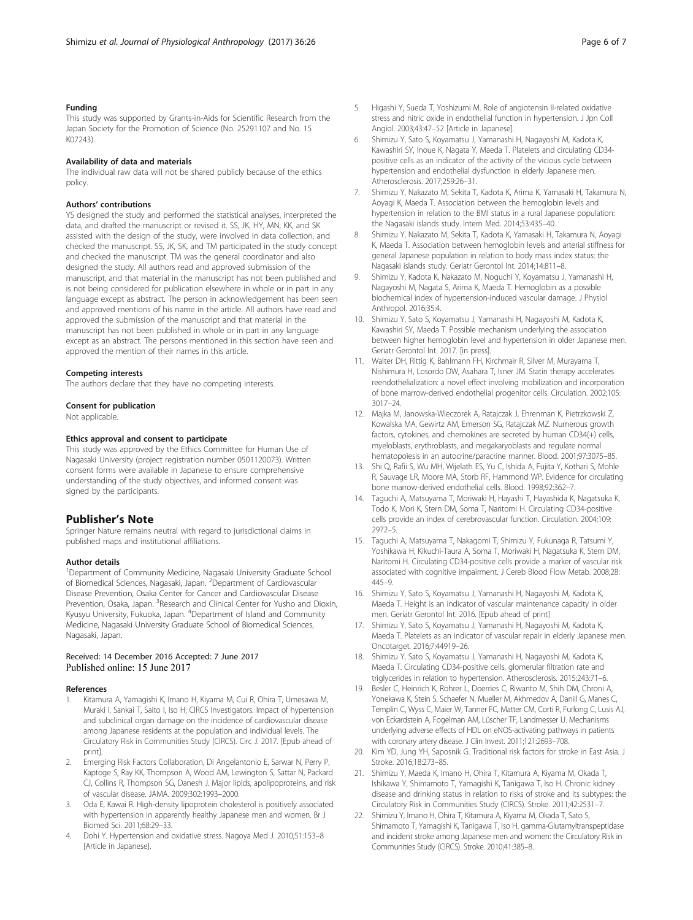#### Funding

This study was supported by Grants-in-Aids for Scientific Research from the Japan Society for the Promotion of Science (No. 25291107 and No. 15 K07243).

#### Availability of data and materials

The individual raw data will not be shared publicly because of the ethics policy.

#### Authors' contributions

YS designed the study and performed the statistical analyses, interpreted the data, and drafted the manuscript or revised it. SS, JK, HY, MN, KK, and SK assisted with the design of the study, were involved in data collection, and checked the manuscript. SS, JK, SK, and TM participated in the study concept and checked the manuscript. TM was the general coordinator and also designed the study. All authors read and approved submission of the manuscript, and that material in the manuscript has not been published and is not being considered for publication elsewhere in whole or in part in any language except as abstract. The person in acknowledgement has been seen and approved mentions of his name in the article. All authors have read and approved the submission of the manuscript and that material in the manuscript has not been published in whole or in part in any language except as an abstract. The persons mentioned in this section have seen and approved the mention of their names in this article.

#### Competing interests

The authors declare that they have no competing interests.

#### Consent for publication

Not applicable.

#### Ethics approval and consent to participate

This study was approved by the Ethics Committee for Human Use of Nagasaki University (project registration number 0501120073). Written consent forms were available in Japanese to ensure comprehensive understanding of the study objectives, and informed consent was signed by the participants.

## Publisher's Note

Springer Nature remains neutral with regard to jurisdictional claims in published maps and institutional affiliations.

#### Author details

[1]Department of Community Medicine, Nagasaki University Graduate School of Biomedical Sciences, Nagasaki, Japan. [2]Department of Cardiovascular Disease Prevention, Osaka Center for Cancer and Cardiovascular Disease Prevention, Osaka, Japan. [3]Research and Clinical Center for Yusho and Dioxin, Kyusyu University, Fukuoka, Japan. [4]Department of Island and Community Medicine, Nagasaki University Graduate School of Biomedical Sciences, Nagasaki, Japan.

Received: 14 December 2016 Accepted: 7 June 2017
Published online: 15 June 2017

#### References

1. Kitamura A, Yamagishi K, Imano H, Kiyama M, Cui R, Ohira T, Umesawa M, Muraki I, Sankai T, Saito I, Iso H; CIRCS Investigators. Impact of hypertension and subclinical organ damage on the incidence of cardiovascular disease among Japanese residents at the population and individual levels. The Circulatory Risk in Communities Study (CIRCS). Circ J. 2017. [Epub ahead of print].
2. Emerging Risk Factors Collaboration, Di Angelantonio E, Sarwar N, Perry P, Kaptoge S, Ray KK, Thompson A, Wood AM, Lewington S, Sattar N, Packard CJ, Collins R, Thompson SG, Danesh J. Major lipids, apolipoproteins, and risk of vascular disease. JAMA. 2009;302:1993–2000.
3. Oda E, Kawai R. High-density lipoprotein cholesterol is positively associated with hypertension in apparently healthy Japanese men and women. Br J Biomed Sci. 2011;68:29–33.
4. Dohi Y. Hypertension and oxidative stress. Nagoya Med J. 2010;51:153–8 [Article in Japanese].
5. Higashi Y, Sueda T, Yoshizumi M. Role of angiotensin II-related oxidative stress and nitric oxide in endothelial function in hypertension. J Jpn Coll Angiol. 2003;43:47–52 [Article in Japanese].
6. Shimizu Y, Sato S, Koyamatsu J, Yamanashi H, Nagayoshi M, Kadota K, Kawashiri SY, Inoue K, Nagata Y, Maeda T. Platelets and circulating CD34-positive cells as an indicator of the activity of the vicious cycle between hypertension and endothelial dysfunction in elderly Japanese men. Atherosclerosis. 2017;259:26–31.
7. Shimizu Y, Nakazato M, Sekita T, Kadota K, Arima K, Yamasaki H, Takamura N, Aoyagi K, Maeda T. Association between the hemoglobin levels and hypertension in relation to the BMI status in a rural Japanese population: the Nagasaki islands study. Intern Med. 2014;53:435–40.
8. Shimizu Y, Nakazato M, Sekita T, Kadota K, Yamasaki H, Takamura N, Aoyagi K, Maeda T. Association between hemoglobin levels and arterial stiffness for general Japanese population in relation to body mass index status: the Nagasaki islands study. Geriatr Gerontol Int. 2014;14:811–8.
9. Shimizu Y, Kadota K, Nakazato M, Noguchi Y, Koyamatsu J, Yamanashi H, Nagayoshi M, Nagata S, Arima K, Maeda T. Hemoglobin as a possible biochemical index of hypertension-induced vascular damage. J Physiol Anthropol. 2016;35:4.
10. Shimizu Y, Sato S, Koyamatsu J, Yamanashi H, Nagayoshi M, Kadota K, Kawashiri SY, Maeda T. Possible mechanism underlying the association between higher hemoglobin level and hypertension in older Japanese men. Geriatr Gerontol Int. 2017. [in press].
11. Walter DH, Rittig K, Bahlmann FH, Kirchmair R, Silver M, Murayama T, Nishimura H, Losordo DW, Asahara T, Isner JM. Statin therapy accelerates reendothelialization: a novel effect involving mobilization and incorporation of bone marrow-derived endothelial progenitor cells. Circulation. 2002;105:3017–24.
12. Majka M, Janowska-Wieczorek A, Ratajczak J, Ehrenman K, Pietrzkowski Z, Kowalska MA, Gewirtz AM, Emerson SG, Ratajczak MZ. Numerous growth factors, cytokines, and chemokines are secreted by human CD34(+) cells, myeloblasts, erythroblasts, and megakaryoblasts and regulate normal hematopoiesis in an autocrine/paracrine manner. Blood. 2001;97:3075–85.
13. Shi Q, Rafii S, Wu MH, Wijelath ES, Yu C, Ishida A, Fujita Y, Kothari S, Mohle R, Sauvage LR, Moore MA, Storb RF, Hammond WP. Evidence for circulating bone marrow-derived endothelial cells. Blood. 1998;92:362–7.
14. Taguchi A, Matsuyama T, Moriwaki H, Hayashi T, Hayashida K, Nagatsuka K, Todo K, Mori K, Stern DM, Soma T, Naritomi H. Circulating CD34-positive cells provide an index of cerebrovascular function. Circulation. 2004;109:2972–5.
15. Taguchi A, Matsuyama T, Nakagomi T, Shimizu Y, Fukunaga R, Tatsumi Y, Yoshikawa H, Kikuchi-Taura A, Soma T, Moriwaki H, Nagatsuka K, Stern DM, Naritomi H. Circulating CD34-positive cells provide a marker of vascular risk associated with cognitive impairment. J Cereb Blood Flow Metab. 2008;28:445–9.
16. Shimizu Y, Sato S, Koyamatsu J, Yamanashi H, Nagayoshi M, Kadota K, Maeda T. Height is an indicator of vascular maintenance capacity in older men. Geriatr Gerontol Int. 2016. [Epub ahead of print]
17. Shimizu Y, Sato S, Koyamatsu J, Yamanashi H, Nagayoshi M, Kadota K, Maeda T. Platelets as an indicator of vascular repair in elderly Japanese men. Oncotarget. 2016;7:44919–26.
18. Shimizu Y, Sato S, Koyamatsu J, Yamanashi H, Nagayoshi M, Kadota K, Maeda T. Circulating CD34-positive cells, glomerular filtration rate and triglycerides in relation to hypertension. Atherosclerosis. 2015;243:71–6.
19. Besler C, Heinrich K, Rohrer L, Doerries C, Riwanto M, Shih DM, Chroni A, Yonekawa K, Stein S, Schaefer N, Mueller M, Akhmedov A, Daniil G, Manes C, Templin C, Wyss C, Maier W, Tanner FC, Matter CM, Corti R, Furlong C, Lusis AJ, von Eckardstein A, Fogelman AM, Lüscher TF, Landmesser U. Mechanisms underlying adverse effects of HDL on eNOS-activating pathways in patients with coronary artery disease. J Clin Invest. 2011;121:2693–708.
20. Kim YD, Jung YH, Saposnik G. Traditional risk factors for stroke in East Asia. J Stroke. 2016;18:273–85.
21. Shimizu Y, Maeda K, Imano H, Ohira T, Kitamura A, Kiyama M, Okada T, Ishikawa Y, Shimamoto T, Yamagishi K, Tanigawa T, Iso H. Chronic kidney disease and drinking status in relation to risks of stroke and its subtypes: the Circulatory Risk in Communities Study (CIRCS). Stroke. 2011;42:2531–7.
22. Shimizu Y, Imano H, Ohira T, Kitamura A, Kiyama M, Okada T, Sato S, Shimamoto T, Yamagishi K, Tanigawa T, Iso H. gamma-Glutamyltranspeptidase and incident stroke among Japanese men and women: the Circulatory Risk in Communities Study (CIRCS). Stroke. 2010;41:385–8.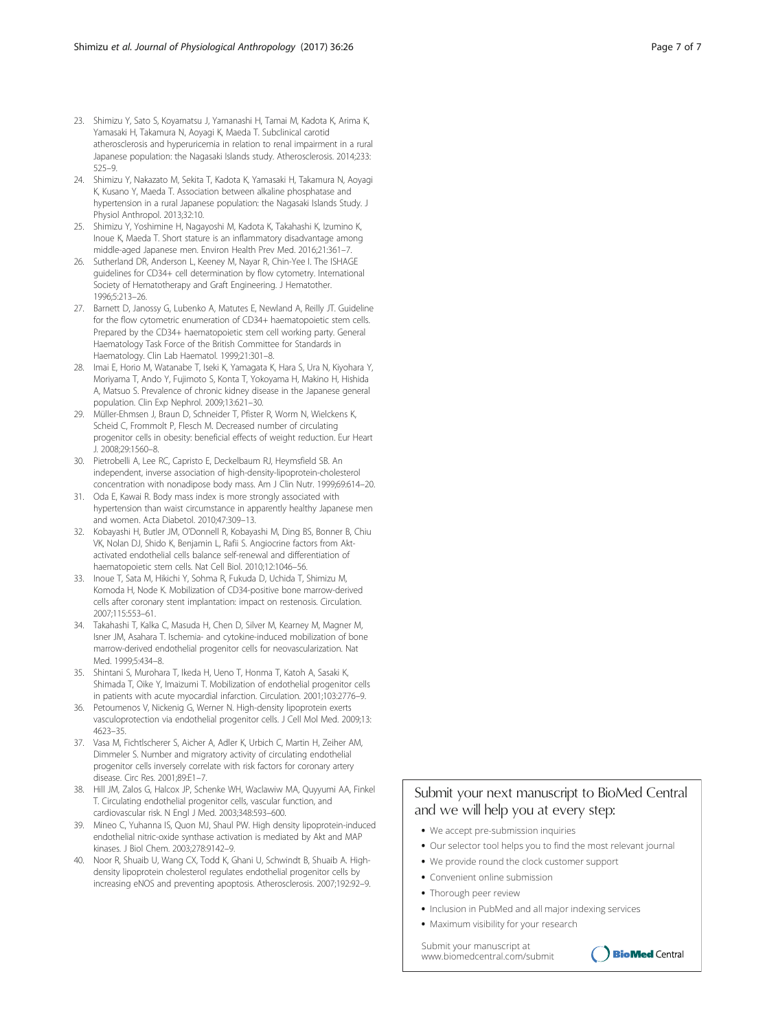23. Shimizu Y, Sato S, Koyamatsu J, Yamanashi H, Tamai M, Kadota K, Arima K, Yamasaki H, Takamura N, Aoyagi K, Maeda T. Subclinical carotid atherosclerosis and hyperuricemia in relation to renal impairment in a rural Japanese population: the Nagasaki Islands study. Atherosclerosis. 2014;233:525–9.
24. Shimizu Y, Nakazato M, Sekita T, Kadota K, Yamasaki H, Takamura N, Aoyagi K, Kusano Y, Maeda T. Association between alkaline phosphatase and hypertension in a rural Japanese population: the Nagasaki Islands Study. J Physiol Anthropol. 2013;32:10.
25. Shimizu Y, Yoshimine H, Nagayoshi M, Kadota K, Takahashi K, Izumino K, Inoue K, Maeda T. Short stature is an inflammatory disadvantage among middle-aged Japanese men. Environ Health Prev Med. 2016;21:361–7.
26. Sutherland DR, Anderson L, Keeney M, Nayar R, Chin-Yee I. The ISHAGE guidelines for CD34+ cell determination by flow cytometry. International Society of Hematotherapy and Graft Engineering. J Hematother. 1996;5:213–26.
27. Barnett D, Janossy G, Lubenko A, Matutes E, Newland A, Reilly JT. Guideline for the flow cytometric enumeration of CD34+ haematopoietic stem cells. Prepared by the CD34+ haematopoietic stem cell working party. General Haematology Task Force of the British Committee for Standards in Haematology. Clin Lab Haematol. 1999;21:301–8.
28. Imai E, Horio M, Watanabe T, Iseki K, Yamagata K, Hara S, Ura N, Kiyohara Y, Moriyama T, Ando Y, Fujimoto S, Konta T, Yokoyama H, Makino H, Hishida A, Matsuo S. Prevalence of chronic kidney disease in the Japanese general population. Clin Exp Nephrol. 2009;13:621–30.
29. Müller-Ehmsen J, Braun D, Schneider T, Pfister R, Worm N, Wielckens K, Scheid C, Frommolt P, Flesch M. Decreased number of circulating progenitor cells in obesity: beneficial effects of weight reduction. Eur Heart J. 2008;29:1560–8.
30. Pietrobelli A, Lee RC, Capristo E, Deckelbaum RJ, Heymsfield SB. An independent, inverse association of high-density-lipoprotein-cholesterol concentration with nonadipose body mass. Am J Clin Nutr. 1999;69:614–20.
31. Oda E, Kawai R. Body mass index is more strongly associated with hypertension than waist circumstance in apparently healthy Japanese men and women. Acta Diabetol. 2010;47:309–13.
32. Kobayashi H, Butler JM, O'Donnell R, Kobayashi M, Ding BS, Bonner B, Chiu VK, Nolan DJ, Shido K, Benjamin L, Rafii S. Angiocrine factors from Akt-activated endothelial cells balance self-renewal and differentiation of haematopoietic stem cells. Nat Cell Biol. 2010;12:1046–56.
33. Inoue T, Sata M, Hikichi Y, Sohma R, Fukuda D, Uchida T, Shimizu M, Komoda H, Node K. Mobilization of CD34-positive bone marrow-derived cells after coronary stent implantation: impact on restenosis. Circulation. 2007;115:553–61.
34. Takahashi T, Kalka C, Masuda H, Chen D, Silver M, Kearney M, Magner M, Isner JM, Asahara T. Ischemia- and cytokine-induced mobilization of bone marrow-derived endothelial progenitor cells for neovascularization. Nat Med. 1999;5:434–8.
35. Shintani S, Murohara T, Ikeda H, Ueno T, Honma T, Katoh A, Sasaki K, Shimada T, Oike Y, Imaizumi T. Mobilization of endothelial progenitor cells in patients with acute myocardial infarction. Circulation. 2001;103:2776–9.
36. Petoumenos V, Nickenig G, Werner N. High-density lipoprotein exerts vasculoprotection via endothelial progenitor cells. J Cell Mol Med. 2009;13:4623–35.
37. Vasa M, Fichtlscherer S, Aicher A, Adler K, Urbich C, Martin H, Zeiher AM, Dimmeler S. Number and migratory activity of circulating endothelial progenitor cells inversely correlate with risk factors for coronary artery disease. Circ Res. 2001;89:E1–7.
38. Hill JM, Zalos G, Halcox JP, Schenke WH, Waclawiw MA, Quyyumi AA, Finkel T. Circulating endothelial progenitor cells, vascular function, and cardiovascular risk. N Engl J Med. 2003;348:593–600.
39. Mineo C, Yuhanna IS, Quon MJ, Shaul PW. High density lipoprotein-induced endothelial nitric-oxide synthase activation is mediated by Akt and MAP kinases. J Biol Chem. 2003;278:9142–9.
40. Noor R, Shuaib U, Wang CX, Todd K, Ghani U, Schwindt B, Shuaib A. High-density lipoprotein cholesterol regulates endothelial progenitor cells by increasing eNOS and preventing apoptosis. Atherosclerosis. 2007;192:92–9.

Submit your next manuscript to BioMed Central and we will help you at every step:

- We accept pre-submission inquiries
- Our selector tool helps you to find the most relevant journal
- We provide round the clock customer support
- Convenient online submission
- Thorough peer review
- Inclusion in PubMed and all major indexing services
- Maximum visibility for your research

Submit your manuscript at www.biomedcentral.com/submit

BioMed Central